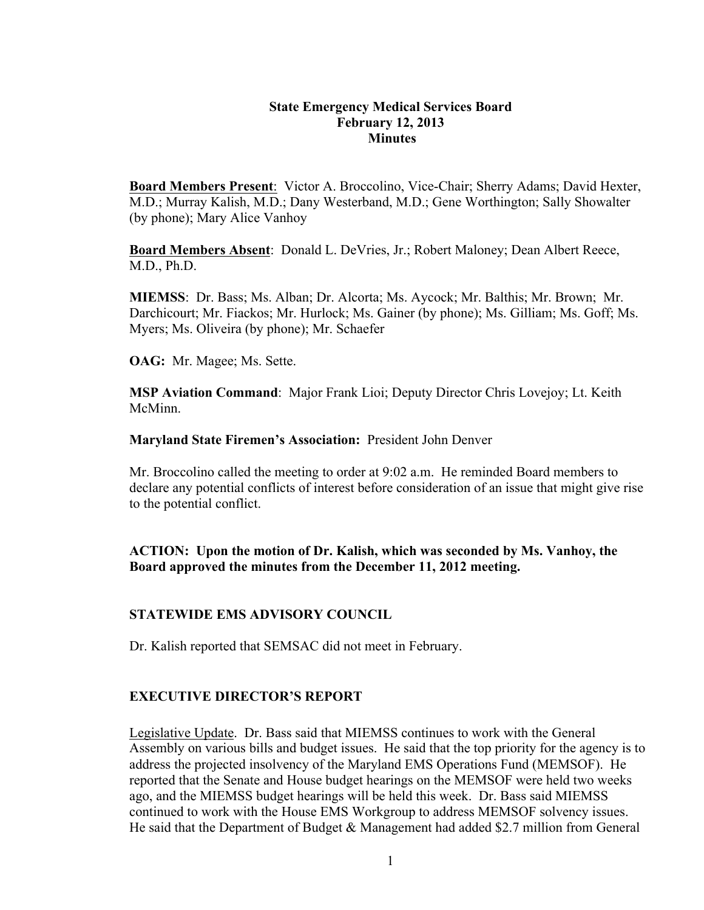# State Emergency Medical Services Board
## February 12, 2013
## Minutes

**<u>Board Members Present</u>**: Victor A. Broccolino, Vice-Chair; Sherry Adams; David Hexter, M.D.; Murray Kalish, M.D.; Dany Westerband, M.D.; Gene Worthington; Sally Showalter (by phone); Mary Alice Vanhoy

**<u>Board Members Absent</u>**: Donald L. DeVries, Jr.; Robert Maloney; Dean Albert Reece, M.D., Ph.D.

**MIEMSS**: Dr. Bass; Ms. Alban; Dr. Alcorta; Ms. Aycock; Mr. Balthis; Mr. Brown; Mr. Darchicourt; Mr. Fiackos; Mr. Hurlock; Ms. Gainer (by phone); Ms. Gilliam; Ms. Goff; Ms. Myers; Ms. Oliveira (by phone); Mr. Schaefer

**OAG:** Mr. Magee; Ms. Sette.

**MSP Aviation Command**: Major Frank Lioi; Deputy Director Chris Lovejoy; Lt. Keith McMinn.

**Maryland State Firemen's Association:** President John Denver

Mr. Broccolino called the meeting to order at 9:02 a.m. He reminded Board members to declare any potential conflicts of interest before consideration of an issue that might give rise to the potential conflict.

**ACTION: Upon the motion of Dr. Kalish, which was seconded by Ms. Vanhoy, the Board approved the minutes from the December 11, 2012 meeting.**

## STATEWIDE EMS ADVISORY COUNCIL

Dr. Kalish reported that SEMSAC did not meet in February.

## EXECUTIVE DIRECTOR'S REPORT

<u>Legislative Update</u>. Dr. Bass said that MIEMSS continues to work with the General Assembly on various bills and budget issues. He said that the top priority for the agency is to address the projected insolvency of the Maryland EMS Operations Fund (MEMSOF). He reported that the Senate and House budget hearings on the MEMSOF were held two weeks ago, and the MIEMSS budget hearings will be held this week. Dr. Bass said MIEMSS continued to work with the House EMS Workgroup to address MEMSOF solvency issues. He said that the Department of Budget & Management had added $2.7 million from General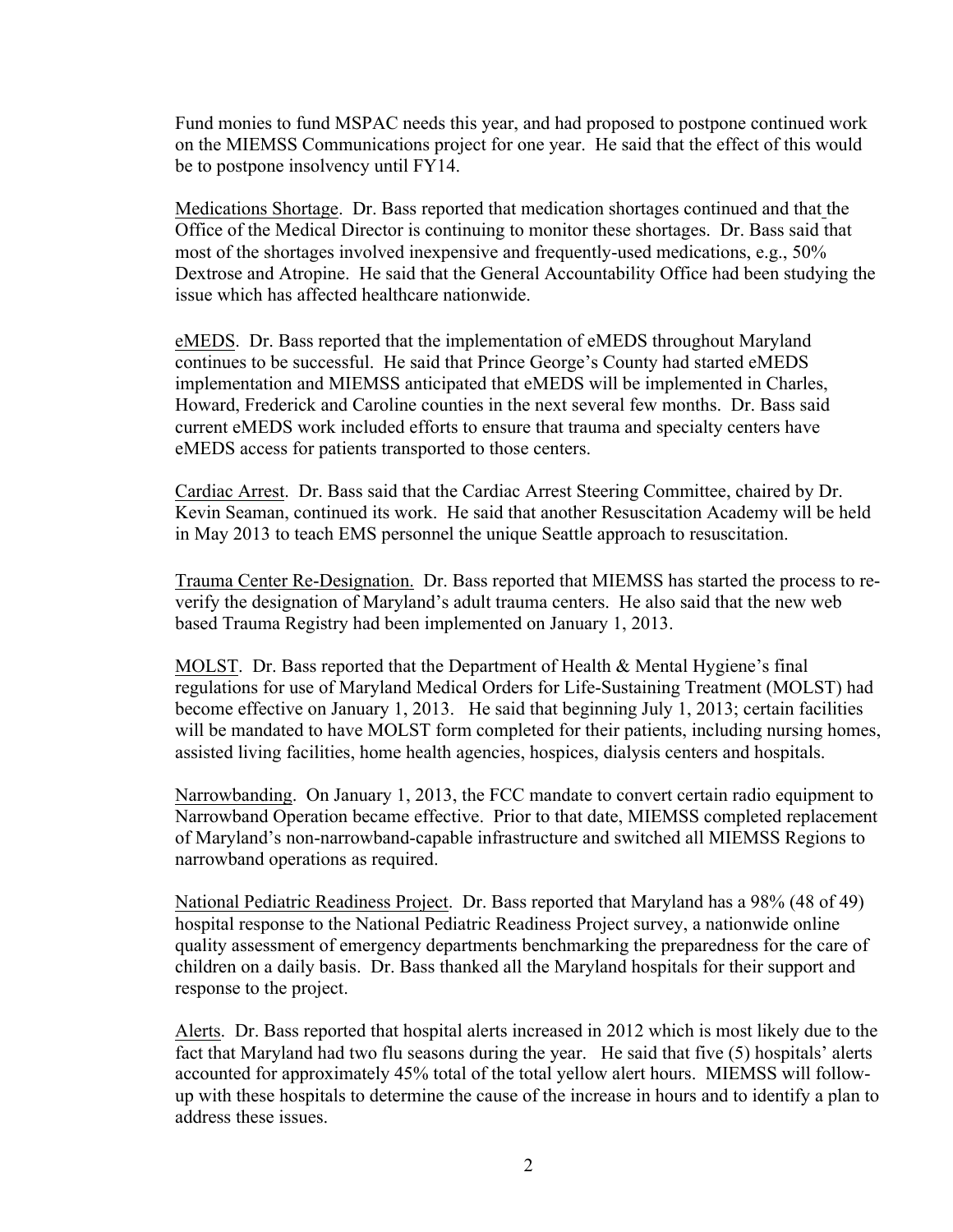Fund monies to fund MSPAC needs this year, and had proposed to postpone continued work on the MIEMSS Communications project for one year. He said that the effect of this would be to postpone insolvency until FY14.

<u>Medications Shortage</u>. Dr. Bass reported that medication shortages continued and that the Office of the Medical Director is continuing to monitor these shortages. Dr. Bass said that most of the shortages involved inexpensive and frequently-used medications, e.g., 50% Dextrose and Atropine. He said that the General Accountability Office had been studying the issue which has affected healthcare nationwide.

<u>eMEDS</u>. Dr. Bass reported that the implementation of eMEDS throughout Maryland continues to be successful. He said that Prince George's County had started eMEDS implementation and MIEMSS anticipated that eMEDS will be implemented in Charles, Howard, Frederick and Caroline counties in the next several few months. Dr. Bass said current eMEDS work included efforts to ensure that trauma and specialty centers have eMEDS access for patients transported to those centers.

<u>Cardiac Arrest</u>. Dr. Bass said that the Cardiac Arrest Steering Committee, chaired by Dr. Kevin Seaman, continued its work. He said that another Resuscitation Academy will be held in May 2013 to teach EMS personnel the unique Seattle approach to resuscitation.

<u>Trauma Center Re-Designation.</u> Dr. Bass reported that MIEMSS has started the process to re-verify the designation of Maryland's adult trauma centers. He also said that the new web based Trauma Registry had been implemented on January 1, 2013.

<u>MOLST</u>. Dr. Bass reported that the Department of Health & Mental Hygiene's final regulations for use of Maryland Medical Orders for Life-Sustaining Treatment (MOLST) had become effective on January 1, 2013. He said that beginning July 1, 2013; certain facilities will be mandated to have MOLST form completed for their patients, including nursing homes, assisted living facilities, home health agencies, hospices, dialysis centers and hospitals.

<u>Narrowbanding</u>. On January 1, 2013, the FCC mandate to convert certain radio equipment to Narrowband Operation became effective. Prior to that date, MIEMSS completed replacement of Maryland's non-narrowband-capable infrastructure and switched all MIEMSS Regions to narrowband operations as required.

<u>National Pediatric Readiness Project</u>. Dr. Bass reported that Maryland has a 98% (48 of 49) hospital response to the National Pediatric Readiness Project survey, a nationwide online quality assessment of emergency departments benchmarking the preparedness for the care of children on a daily basis. Dr. Bass thanked all the Maryland hospitals for their support and response to the project.

<u>Alerts</u>. Dr. Bass reported that hospital alerts increased in 2012 which is most likely due to the fact that Maryland had two flu seasons during the year. He said that five (5) hospitals' alerts accounted for approximately 45% total of the total yellow alert hours. MIEMSS will follow-up with these hospitals to determine the cause of the increase in hours and to identify a plan to address these issues.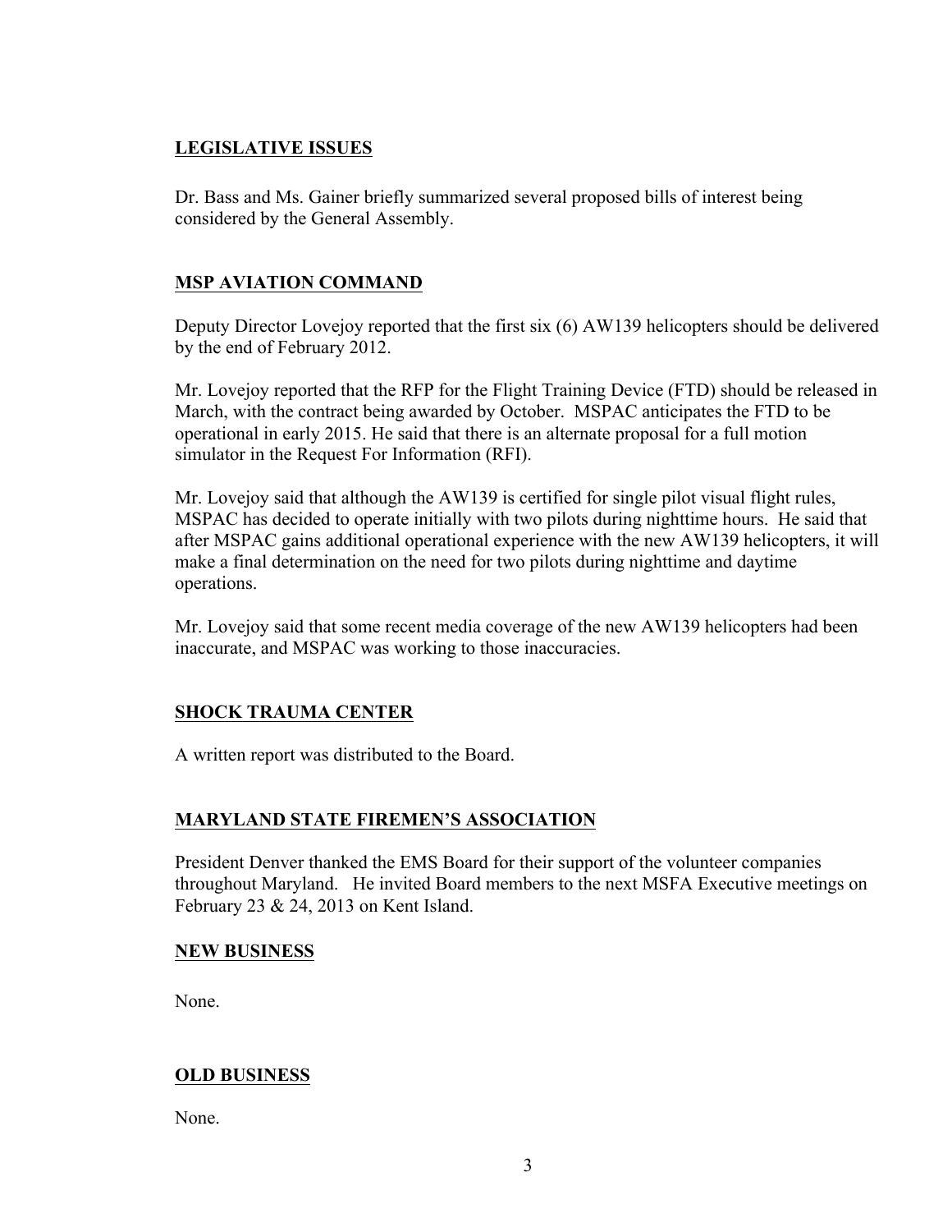## LEGISLATIVE ISSUES

Dr. Bass and Ms. Gainer briefly summarized several proposed bills of interest being considered by the General Assembly.

## MSP AVIATION COMMAND

Deputy Director Lovejoy reported that the first six (6) AW139 helicopters should be delivered by the end of February 2012.

Mr. Lovejoy reported that the RFP for the Flight Training Device (FTD) should be released in March, with the contract being awarded by October. MSPAC anticipates the FTD to be operational in early 2015. He said that there is an alternate proposal for a full motion simulator in the Request For Information (RFI).

Mr. Lovejoy said that although the AW139 is certified for single pilot visual flight rules, MSPAC has decided to operate initially with two pilots during nighttime hours. He said that after MSPAC gains additional operational experience with the new AW139 helicopters, it will make a final determination on the need for two pilots during nighttime and daytime operations.

Mr. Lovejoy said that some recent media coverage of the new AW139 helicopters had been inaccurate, and MSPAC was working to those inaccuracies.

## SHOCK TRAUMA CENTER

A written report was distributed to the Board.

## MARYLAND STATE FIREMEN'S ASSOCIATION

President Denver thanked the EMS Board for their support of the volunteer companies throughout Maryland. He invited Board members to the next MSFA Executive meetings on February 23 & 24, 2013 on Kent Island.

## NEW BUSINESS

None.

## OLD BUSINESS

None.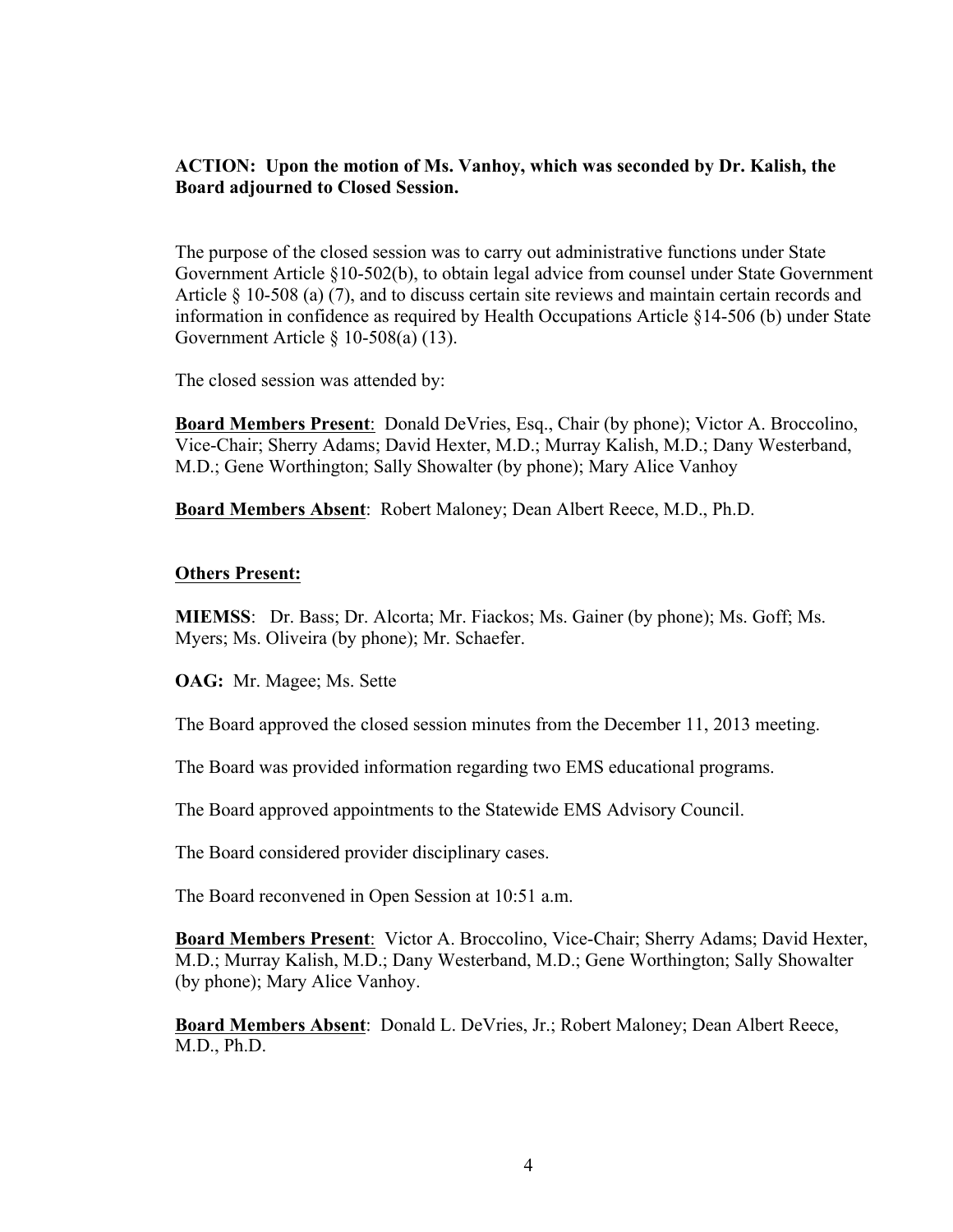**ACTION: Upon the motion of Ms. Vanhoy, which was seconded by Dr. Kalish, the Board adjourned to Closed Session.**

The purpose of the closed session was to carry out administrative functions under State Government Article §10-502(b), to obtain legal advice from counsel under State Government Article § 10-508 (a) (7), and to discuss certain site reviews and maintain certain records and information in confidence as required by Health Occupations Article §14-506 (b) under State Government Article § 10-508(a) (13).

The closed session was attended by:

**Board Members Present**: Donald DeVries, Esq., Chair (by phone); Victor A. Broccolino, Vice-Chair; Sherry Adams; David Hexter, M.D.; Murray Kalish, M.D.; Dany Westerband, M.D.; Gene Worthington; Sally Showalter (by phone); Mary Alice Vanhoy

**Board Members Absent**: Robert Maloney; Dean Albert Reece, M.D., Ph.D.

**Others Present:**

**MIEMSS**: Dr. Bass; Dr. Alcorta; Mr. Fiackos; Ms. Gainer (by phone); Ms. Goff; Ms. Myers; Ms. Oliveira (by phone); Mr. Schaefer.

**OAG:** Mr. Magee; Ms. Sette

The Board approved the closed session minutes from the December 11, 2013 meeting.

The Board was provided information regarding two EMS educational programs.

The Board approved appointments to the Statewide EMS Advisory Council.

The Board considered provider disciplinary cases.

The Board reconvened in Open Session at 10:51 a.m.

**Board Members Present**: Victor A. Broccolino, Vice-Chair; Sherry Adams; David Hexter, M.D.; Murray Kalish, M.D.; Dany Westerband, M.D.; Gene Worthington; Sally Showalter (by phone); Mary Alice Vanhoy.

**Board Members Absent**: Donald L. DeVries, Jr.; Robert Maloney; Dean Albert Reece, M.D., Ph.D.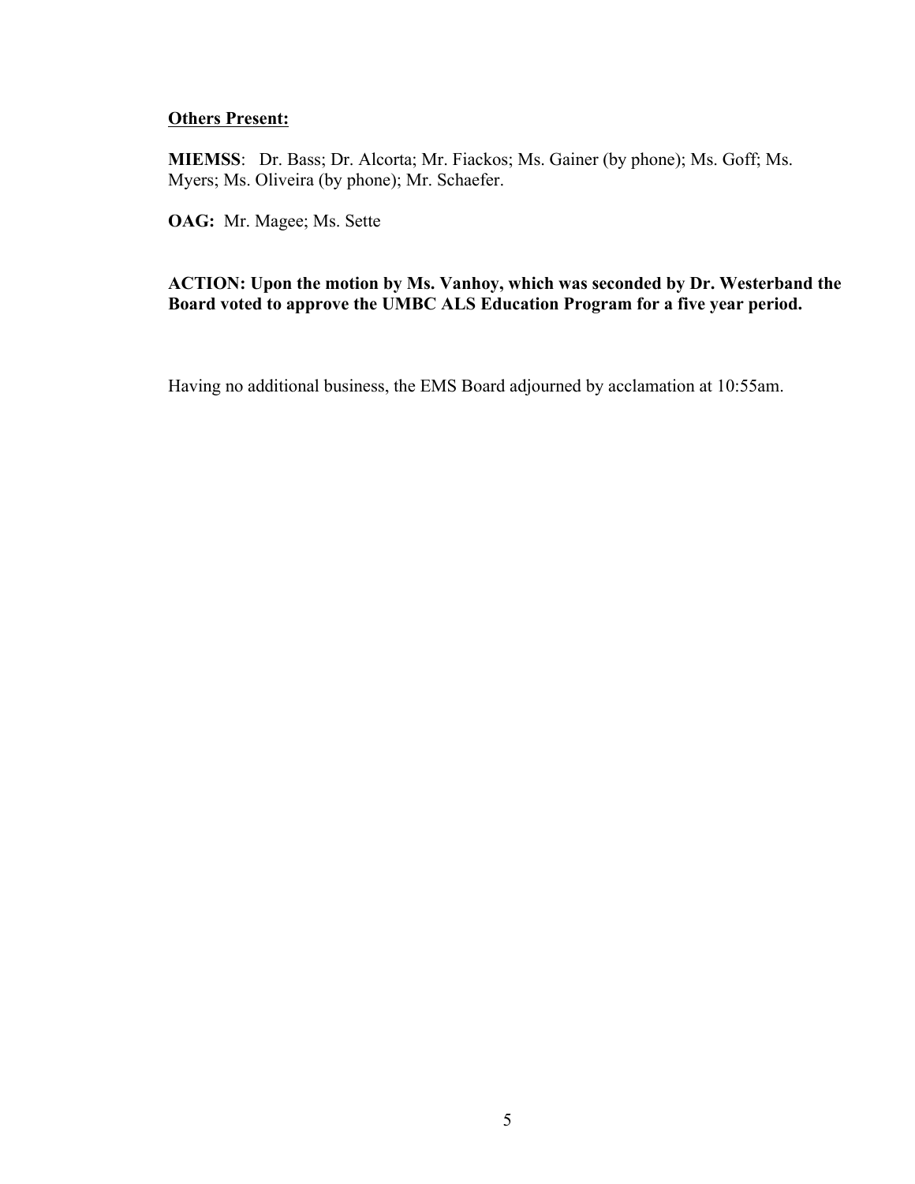**Others Present:**

**MIEMSS**: Dr. Bass; Dr. Alcorta; Mr. Fiackos; Ms. Gainer (by phone); Ms. Goff; Ms. Myers; Ms. Oliveira (by phone); Mr. Schaefer.

**OAG:** Mr. Magee; Ms. Sette

**ACTION: Upon the motion by Ms. Vanhoy, which was seconded by Dr. Westerband the Board voted to approve the UMBC ALS Education Program for a five year period.**

Having no additional business, the EMS Board adjourned by acclamation at 10:55am.